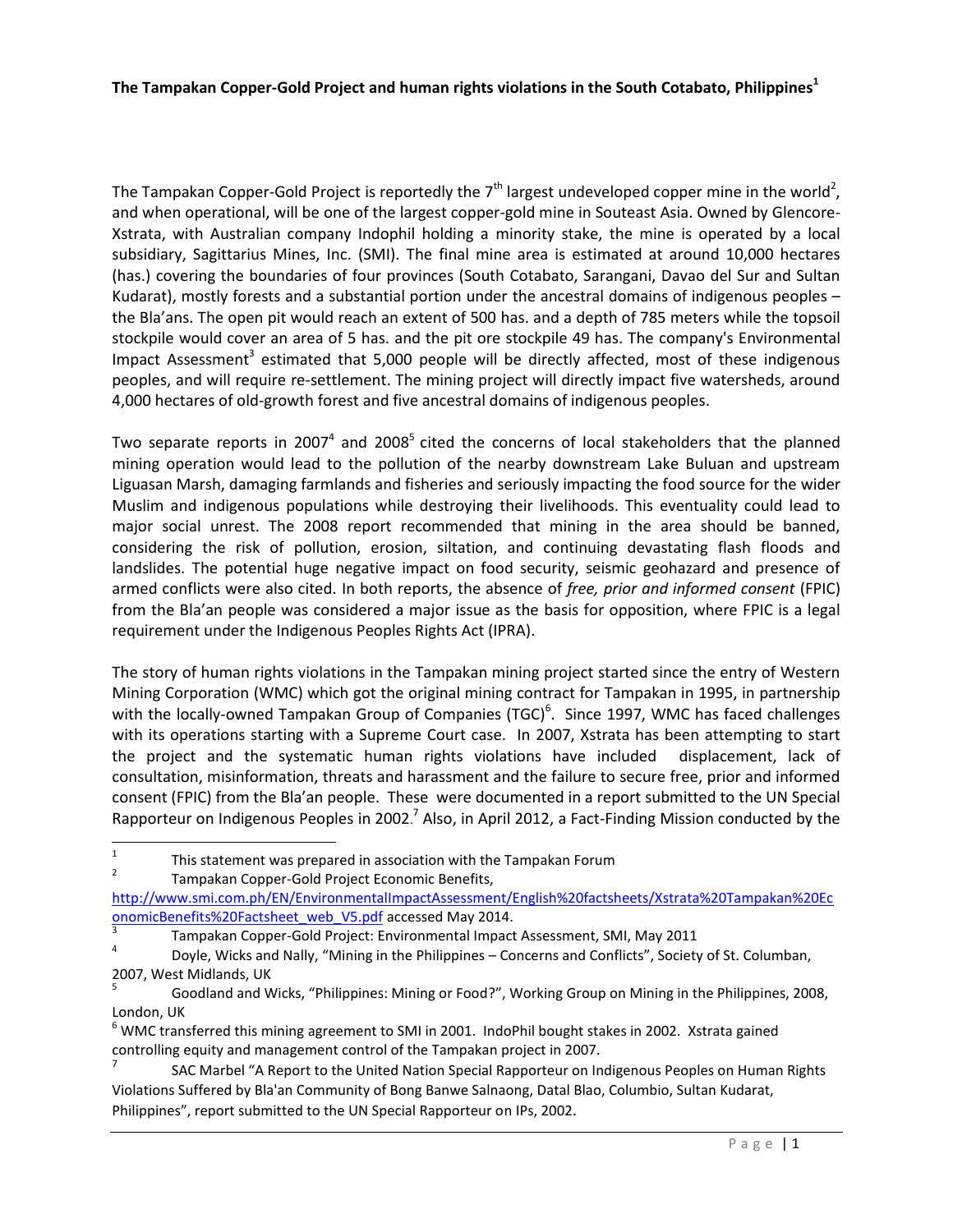**The Tampakan Copper-Gold Project and human rights violations in the South Cotabato, Philippines[1]**

The Tampakan Copper-Gold Project is reportedly the 7th largest undeveloped copper mine in the world[2], and when operational, will be one of the largest copper-gold mine in Souteast Asia. Owned by Glencore-Xstrata, with Australian company Indophil holding a minority stake, the mine is operated by a local subsidiary, Sagittarius Mines, Inc. (SMI). The final mine area is estimated at around 10,000 hectares (has.) covering the boundaries of four provinces (South Cotabato, Sarangani, Davao del Sur and Sultan Kudarat), mostly forests and a substantial portion under the ancestral domains of indigenous peoples – the Bla'ans. The open pit would reach an extent of 500 has. and a depth of 785 meters while the topsoil stockpile would cover an area of 5 has. and the pit ore stockpile 49 has. The company's Environmental Impact Assessment[3] estimated that 5,000 people will be directly affected, most of these indigenous peoples, and will require re-settlement. The mining project will directly impact five watersheds, around 4,000 hectares of old-growth forest and five ancestral domains of indigenous peoples.

Two separate reports in 2007[4] and 2008[5] cited the concerns of local stakeholders that the planned mining operation would lead to the pollution of the nearby downstream Lake Buluan and upstream Liguasan Marsh, damaging farmlands and fisheries and seriously impacting the food source for the wider Muslim and indigenous populations while destroying their livelihoods. This eventuality could lead to major social unrest. The 2008 report recommended that mining in the area should be banned, considering the risk of pollution, erosion, siltation, and continuing devastating flash floods and landslides. The potential huge negative impact on food security, seismic geohazard and presence of armed conflicts were also cited. In both reports, the absence of *free, prior and informed consent* (FPIC) from the Bla'an people was considered a major issue as the basis for opposition, where FPIC is a legal requirement under the Indigenous Peoples Rights Act (IPRA).

The story of human rights violations in the Tampakan mining project started since the entry of Western Mining Corporation (WMC) which got the original mining contract for Tampakan in 1995, in partnership with the locally-owned Tampakan Group of Companies (TGC)[6]. Since 1997, WMC has faced challenges with its operations starting with a Supreme Court case. In 2007, Xstrata has been attempting to start the project and the systematic human rights violations have included displacement, lack of consultation, misinformation, threats and harassment and the failure to secure free, prior and informed consent (FPIC) from the Bla'an people. These were documented in a report submitted to the UN Special Rapporteur on Indigenous Peoples in 2002.[7] Also, in April 2012, a Fact-Finding Mission conducted by the

---

[1] This statement was prepared in association with the Tampakan Forum

[2] Tampakan Copper-Gold Project Economic Benefits, http://www.smi.com.ph/EN/EnvironmentalImpactAssessment/English%20factsheets/Xstrata%20Tampakan%20EconomicBenefits%20Factsheet_web_V5.pdf accessed May 2014.

[3] Tampakan Copper-Gold Project: Environmental Impact Assessment, SMI, May 2011

[4] Doyle, Wicks and Nally, "Mining in the Philippines – Concerns and Conflicts", Society of St. Columban, 2007, West Midlands, UK

[5] Goodland and Wicks, "Philippines: Mining or Food?", Working Group on Mining in the Philippines, 2008, London, UK

[6] WMC transferred this mining agreement to SMI in 2001. IndoPhil bought stakes in 2002. Xstrata gained controlling equity and management control of the Tampakan project in 2007.

[7] SAC Marbel "A Report to the United Nation Special Rapporteur on Indigenous Peoples on Human Rights Violations Suffered by Bla'an Community of Bong Banwe Salnaong, Datal Blao, Columbio, Sultan Kudarat, Philippines", report submitted to the UN Special Rapporteur on IPs, 2002.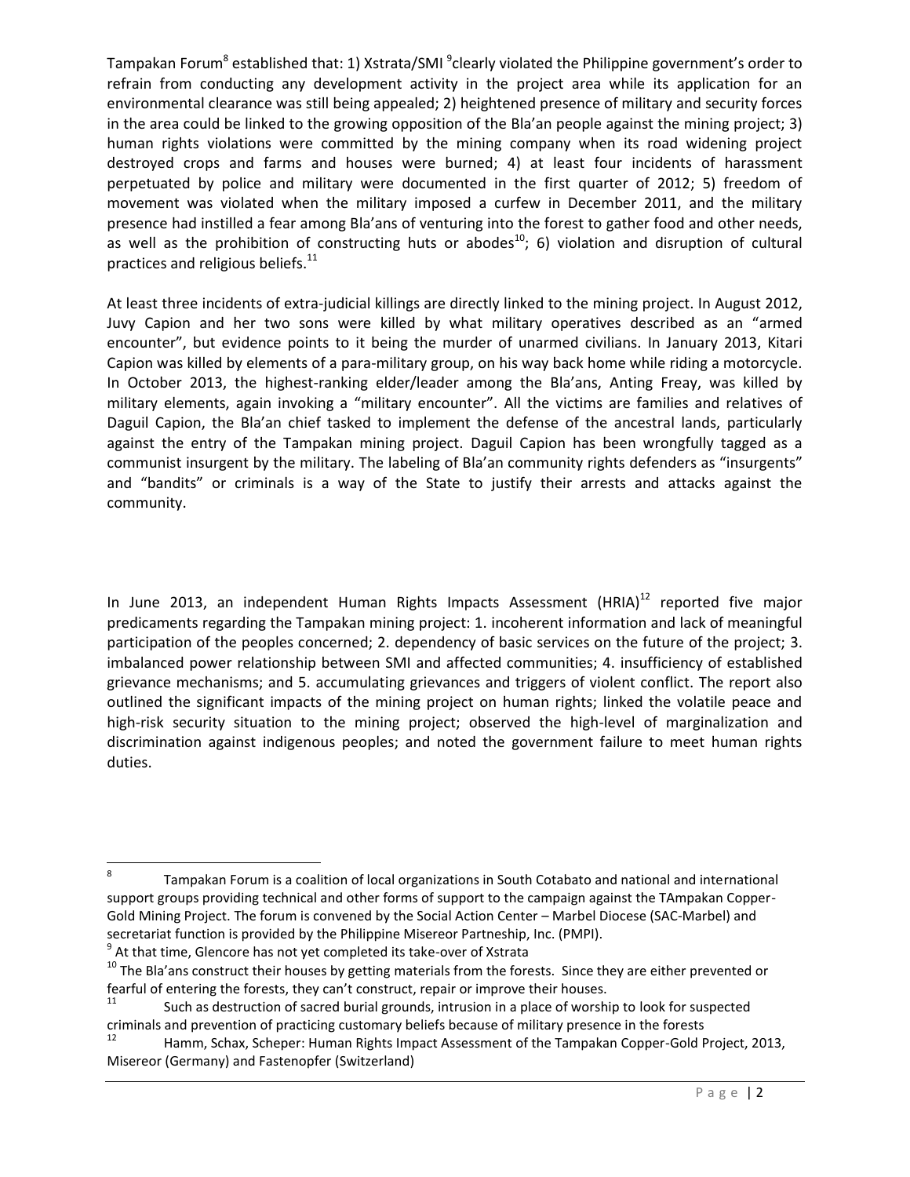Tampakan Forum[8] established that: 1) Xstrata/SMI [9]clearly violated the Philippine government's order to refrain from conducting any development activity in the project area while its application for an environmental clearance was still being appealed; 2) heightened presence of military and security forces in the area could be linked to the growing opposition of the Bla'an people against the mining project; 3) human rights violations were committed by the mining company when its road widening project destroyed crops and farms and houses were burned; 4) at least four incidents of harassment perpetuated by police and military were documented in the first quarter of 2012; 5) freedom of movement was violated when the military imposed a curfew in December 2011, and the military presence had instilled a fear among Bla'ans of venturing into the forest to gather food and other needs, as well as the prohibition of constructing huts or abodes[10]; 6) violation and disruption of cultural practices and religious beliefs.[11]

At least three incidents of extra-judicial killings are directly linked to the mining project. In August 2012, Juvy Capion and her two sons were killed by what military operatives described as an "armed encounter", but evidence points to it being the murder of unarmed civilians. In January 2013, Kitari Capion was killed by elements of a para-military group, on his way back home while riding a motorcycle. In October 2013, the highest-ranking elder/leader among the Bla'ans, Anting Freay, was killed by military elements, again invoking a "military encounter". All the victims are families and relatives of Daguil Capion, the Bla'an chief tasked to implement the defense of the ancestral lands, particularly against the entry of the Tampakan mining project. Daguil Capion has been wrongfully tagged as a communist insurgent by the military. The labeling of Bla'an community rights defenders as "insurgents" and "bandits" or criminals is a way of the State to justify their arrests and attacks against the community.

In June 2013, an independent Human Rights Impacts Assessment (HRIA)[12] reported five major predicaments regarding the Tampakan mining project: 1. incoherent information and lack of meaningful participation of the peoples concerned; 2. dependency of basic services on the future of the project; 3. imbalanced power relationship between SMI and affected communities; 4. insufficiency of established grievance mechanisms; and 5. accumulating grievances and triggers of violent conflict. The report also outlined the significant impacts of the mining project on human rights; linked the volatile peace and high-risk security situation to the mining project; observed the high-level of marginalization and discrimination against indigenous peoples; and noted the government failure to meet human rights duties.

---

[8] Tampakan Forum is a coalition of local organizations in South Cotabato and national and international support groups providing technical and other forms of support to the campaign against the TAmpakan Copper-Gold Mining Project. The forum is convened by the Social Action Center – Marbel Diocese (SAC-Marbel) and secretariat function is provided by the Philippine Misereor Partneship, Inc. (PMPI).

[9] At that time, Glencore has not yet completed its take-over of Xstrata

[10] The Bla'ans construct their houses by getting materials from the forests. Since they are either prevented or fearful of entering the forests, they can't construct, repair or improve their houses.

[11] Such as destruction of sacred burial grounds, intrusion in a place of worship to look for suspected criminals and prevention of practicing customary beliefs because of military presence in the forests

[12] Hamm, Schax, Scheper: Human Rights Impact Assessment of the Tampakan Copper-Gold Project, 2013, Misereor (Germany) and Fastenopfer (Switzerland)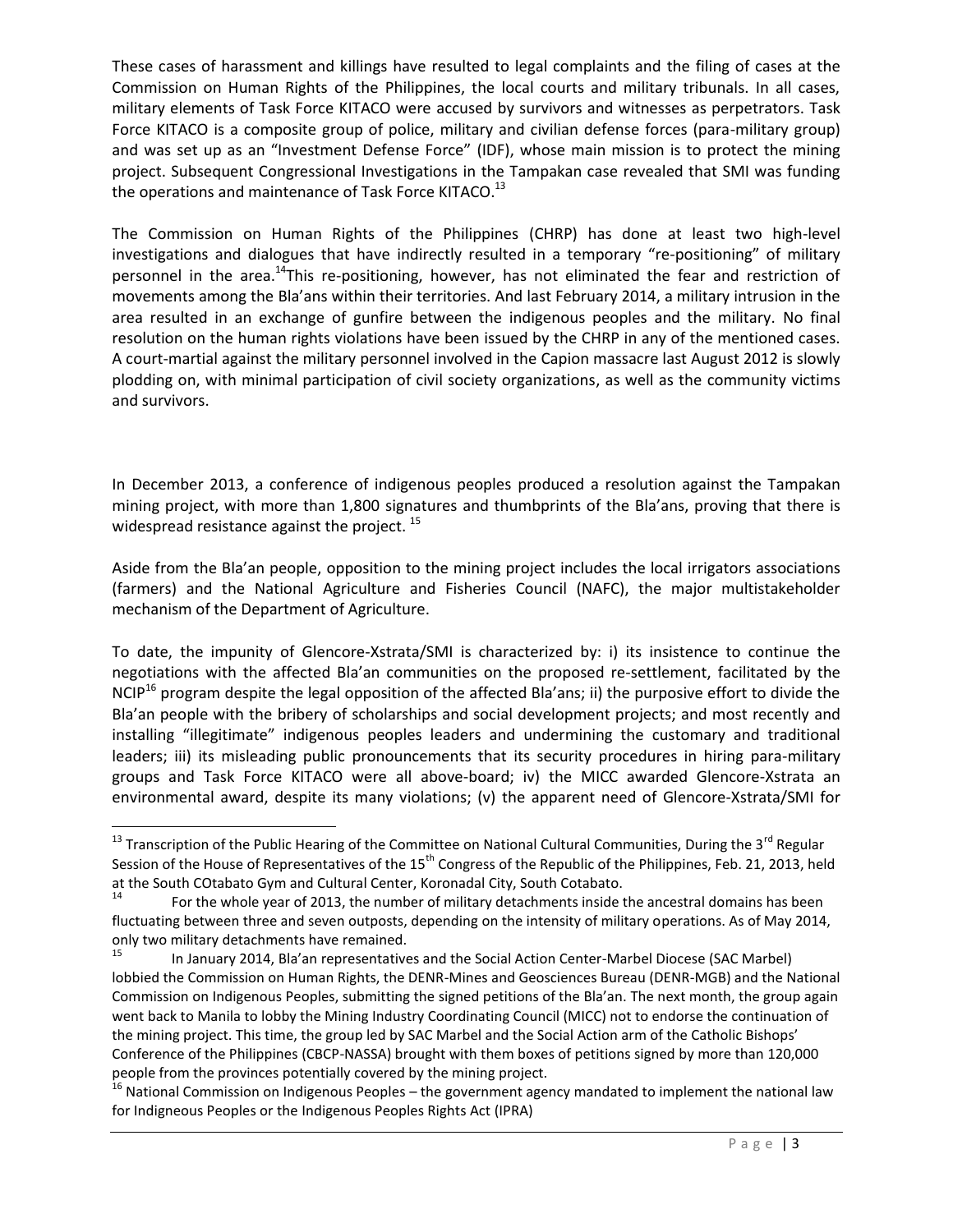These cases of harassment and killings have resulted to legal complaints and the filing of cases at the Commission on Human Rights of the Philippines, the local courts and military tribunals. In all cases, military elements of Task Force KITACO were accused by survivors and witnesses as perpetrators. Task Force KITACO is a composite group of police, military and civilian defense forces (para-military group) and was set up as an "Investment Defense Force" (IDF), whose main mission is to protect the mining project. Subsequent Congressional Investigations in the Tampakan case revealed that SMI was funding the operations and maintenance of Task Force KITACO.[13]

The Commission on Human Rights of the Philippines (CHRP) has done at least two high-level investigations and dialogues that have indirectly resulted in a temporary "re-positioning" of military personnel in the area.[14]This re-positioning, however, has not eliminated the fear and restriction of movements among the Bla'ans within their territories. And last February 2014, a military intrusion in the area resulted in an exchange of gunfire between the indigenous peoples and the military. No final resolution on the human rights violations have been issued by the CHRP in any of the mentioned cases. A court-martial against the military personnel involved in the Capion massacre last August 2012 is slowly plodding on, with minimal participation of civil society organizations, as well as the community victims and survivors.

In December 2013, a conference of indigenous peoples produced a resolution against the Tampakan mining project, with more than 1,800 signatures and thumbprints of the Bla'ans, proving that there is widespread resistance against the project. [15]

Aside from the Bla'an people, opposition to the mining project includes the local irrigators associations (farmers) and the National Agriculture and Fisheries Council (NAFC), the major multistakeholder mechanism of the Department of Agriculture.

To date, the impunity of Glencore-Xstrata/SMI is characterized by: i) its insistence to continue the negotiations with the affected Bla'an communities on the proposed re-settlement, facilitated by the NCIP[16] program despite the legal opposition of the affected Bla'ans; ii) the purposive effort to divide the Bla'an people with the bribery of scholarships and social development projects; and most recently and installing "illegitimate" indigenous peoples leaders and undermining the customary and traditional leaders; iii) its misleading public pronouncements that its security procedures in hiring para-military groups and Task Force KITACO were all above-board; iv) the MICC awarded Glencore-Xstrata an environmental award, despite its many violations; (v) the apparent need of Glencore-Xstrata/SMI for

---

[13] Transcription of the Public Hearing of the Committee on National Cultural Communities, During the 3rd Regular Session of the House of Representatives of the 15th Congress of the Republic of the Philippines, Feb. 21, 2013, held at the South COtabato Gym and Cultural Center, Koronadal City, South Cotabato.

[14] For the whole year of 2013, the number of military detachments inside the ancestral domains has been fluctuating between three and seven outposts, depending on the intensity of military operations. As of May 2014, only two military detachments have remained.

[15] In January 2014, Bla'an representatives and the Social Action Center-Marbel Diocese (SAC Marbel) lobbied the Commission on Human Rights, the DENR-Mines and Geosciences Bureau (DENR-MGB) and the National Commission on Indigenous Peoples, submitting the signed petitions of the Bla'an. The next month, the group again went back to Manila to lobby the Mining Industry Coordinating Council (MICC) not to endorse the continuation of the mining project. This time, the group led by SAC Marbel and the Social Action arm of the Catholic Bishops' Conference of the Philippines (CBCP-NASSA) brought with them boxes of petitions signed by more than 120,000 people from the provinces potentially covered by the mining project.

[16] National Commission on Indigenous Peoples – the government agency mandated to implement the national law for Indigneous Peoples or the Indigenous Peoples Rights Act (IPRA)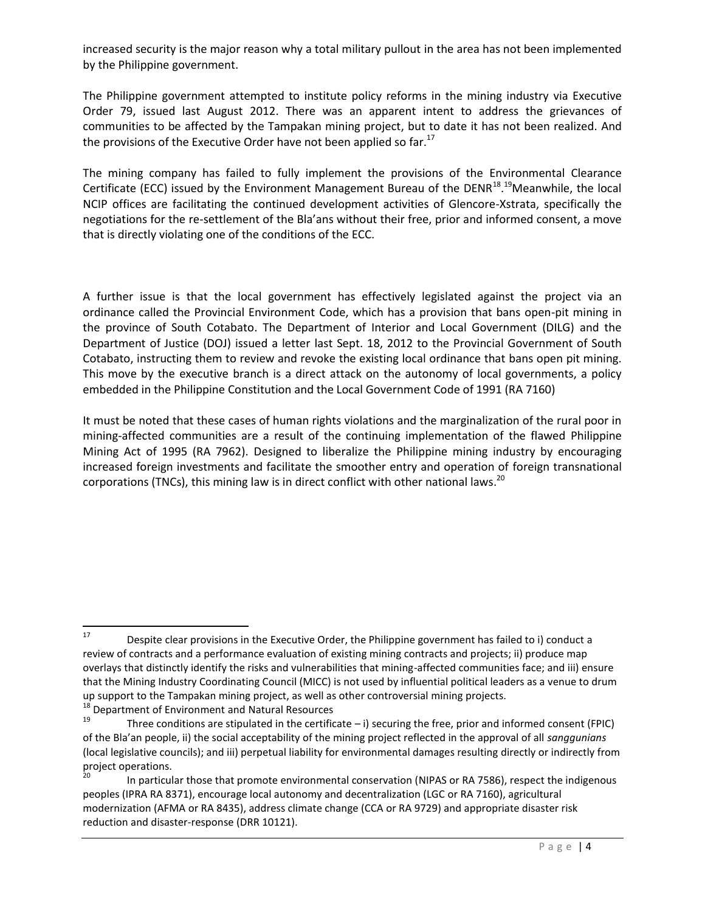increased security is the major reason why a total military pullout in the area has not been implemented by the Philippine government.

The Philippine government attempted to institute policy reforms in the mining industry via Executive Order 79, issued last August 2012. There was an apparent intent to address the grievances of communities to be affected by the Tampakan mining project, but to date it has not been realized. And the provisions of the Executive Order have not been applied so far.[17]

The mining company has failed to fully implement the provisions of the Environmental Clearance Certificate (ECC) issued by the Environment Management Bureau of the DENR[18].[19]Meanwhile, the local NCIP offices are facilitating the continued development activities of Glencore-Xstrata, specifically the negotiations for the re-settlement of the Bla'ans without their free, prior and informed consent, a move that is directly violating one of the conditions of the ECC.

A further issue is that the local government has effectively legislated against the project via an ordinance called the Provincial Environment Code, which has a provision that bans open-pit mining in the province of South Cotabato. The Department of Interior and Local Government (DILG) and the Department of Justice (DOJ) issued a letter last Sept. 18, 2012 to the Provincial Government of South Cotabato, instructing them to review and revoke the existing local ordinance that bans open pit mining. This move by the executive branch is a direct attack on the autonomy of local governments, a policy embedded in the Philippine Constitution and the Local Government Code of 1991 (RA 7160)

It must be noted that these cases of human rights violations and the marginalization of the rural poor in mining-affected communities are a result of the continuing implementation of the flawed Philippine Mining Act of 1995 (RA 7962). Designed to liberalize the Philippine mining industry by encouraging increased foreign investments and facilitate the smoother entry and operation of foreign transnational corporations (TNCs), this mining law is in direct conflict with other national laws.[20]

---

[17] Despite clear provisions in the Executive Order, the Philippine government has failed to i) conduct a review of contracts and a performance evaluation of existing mining contracts and projects; ii) produce map overlays that distinctly identify the risks and vulnerabilities that mining-affected communities face; and iii) ensure that the Mining Industry Coordinating Council (MICC) is not used by influential political leaders as a venue to drum up support to the Tampakan mining project, as well as other controversial mining projects.

[18] Department of Environment and Natural Resources

[19] Three conditions are stipulated in the certificate – i) securing the free, prior and informed consent (FPIC) of the Bla'an people, ii) the social acceptability of the mining project reflected in the approval of all *sanggunians* (local legislative councils); and iii) perpetual liability for environmental damages resulting directly or indirectly from project operations.

[20] In particular those that promote environmental conservation (NIPAS or RA 7586), respect the indigenous peoples (IPRA RA 8371), encourage local autonomy and decentralization (LGC or RA 7160), agricultural modernization (AFMA or RA 8435), address climate change (CCA or RA 9729) and appropriate disaster risk reduction and disaster-response (DRR 10121).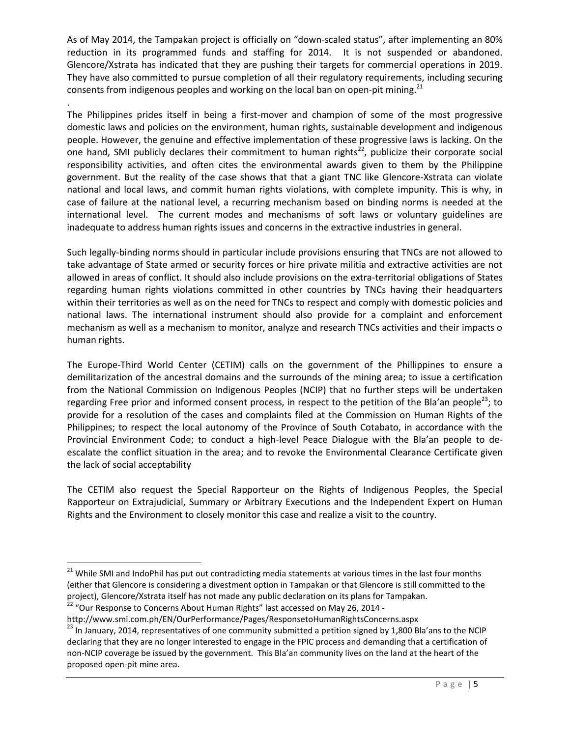As of May 2014, the Tampakan project is officially on "down-scaled status", after implementing an 80% reduction in its programmed funds and staffing for 2014. It is not suspended or abandoned. Glencore/Xstrata has indicated that they are pushing their targets for commercial operations in 2019. They have also committed to pursue completion of all their regulatory requirements, including securing consents from indigenous peoples and working on the local ban on open-pit mining.[21]

.

The Philippines prides itself in being a first-mover and champion of some of the most progressive domestic laws and policies on the environment, human rights, sustainable development and indigenous people. However, the genuine and effective implementation of these progressive laws is lacking. On the one hand, SMI publicly declares their commitment to human rights[22], publicize their corporate social responsibility activities, and often cites the environmental awards given to them by the Philippine government. But the reality of the case shows that that a giant TNC like Glencore-Xstrata can violate national and local laws, and commit human rights violations, with complete impunity. This is why, in case of failure at the national level, a recurring mechanism based on binding norms is needed at the international level. The current modes and mechanisms of soft laws or voluntary guidelines are inadequate to address human rights issues and concerns in the extractive industries in general.

Such legally-binding norms should in particular include provisions ensuring that TNCs are not allowed to take advantage of State armed or security forces or hire private militia and extractive activities are not allowed in areas of conflict. It should also include provisions on the extra-territorial obligations of States regarding human rights violations committed in other countries by TNCs having their headquarters within their territories as well as on the need for TNCs to respect and comply with domestic policies and national laws. The international instrument should also provide for a complaint and enforcement mechanism as well as a mechanism to monitor, analyze and research TNCs activities and their impacts o human rights.

The Europe-Third World Center (CETIM) calls on the government of the Phillippines to ensure a demilitarization of the ancestral domains and the surrounds of the mining area; to issue a certification from the National Commission on Indigenous Peoples (NCIP) that no further steps will be undertaken regarding Free prior and informed consent process, in respect to the petition of the Bla'an people[23]; to provide for a resolution of the cases and complaints filed at the Commission on Human Rights of the Philippines; to respect the local autonomy of the Province of South Cotabato, in accordance with the Provincial Environment Code; to conduct a high-level Peace Dialogue with the Bla'an people to de-escalate the conflict situation in the area; and to revoke the Environmental Clearance Certificate given the lack of social acceptability

The CETIM also request the Special Rapporteur on the Rights of Indigenous Peoples, the Special Rapporteur on Extrajudicial, Summary or Arbitrary Executions and the Independent Expert on Human Rights and the Environment to closely monitor this case and realize a visit to the country.

---

[21] While SMI and IndoPhil has put out contradicting media statements at various times in the last four months (either that Glencore is considering a divestment option in Tampakan or that Glencore is still committed to the project), Glencore/Xstrata itself has not made any public declaration on its plans for Tampakan.

[22] "Our Response to Concerns About Human Rights" last accessed on May 26, 2014 - http://www.smi.com.ph/EN/OurPerformance/Pages/ResponsetoHumanRightsConcerns.aspx

[23] In January, 2014, representatives of one community submitted a petition signed by 1,800 Bla'ans to the NCIP declaring that they are no longer interested to engage in the FPIC process and demanding that a certification of non-NCIP coverage be issued by the government. This Bla'an community lives on the land at the heart of the proposed open-pit mine area.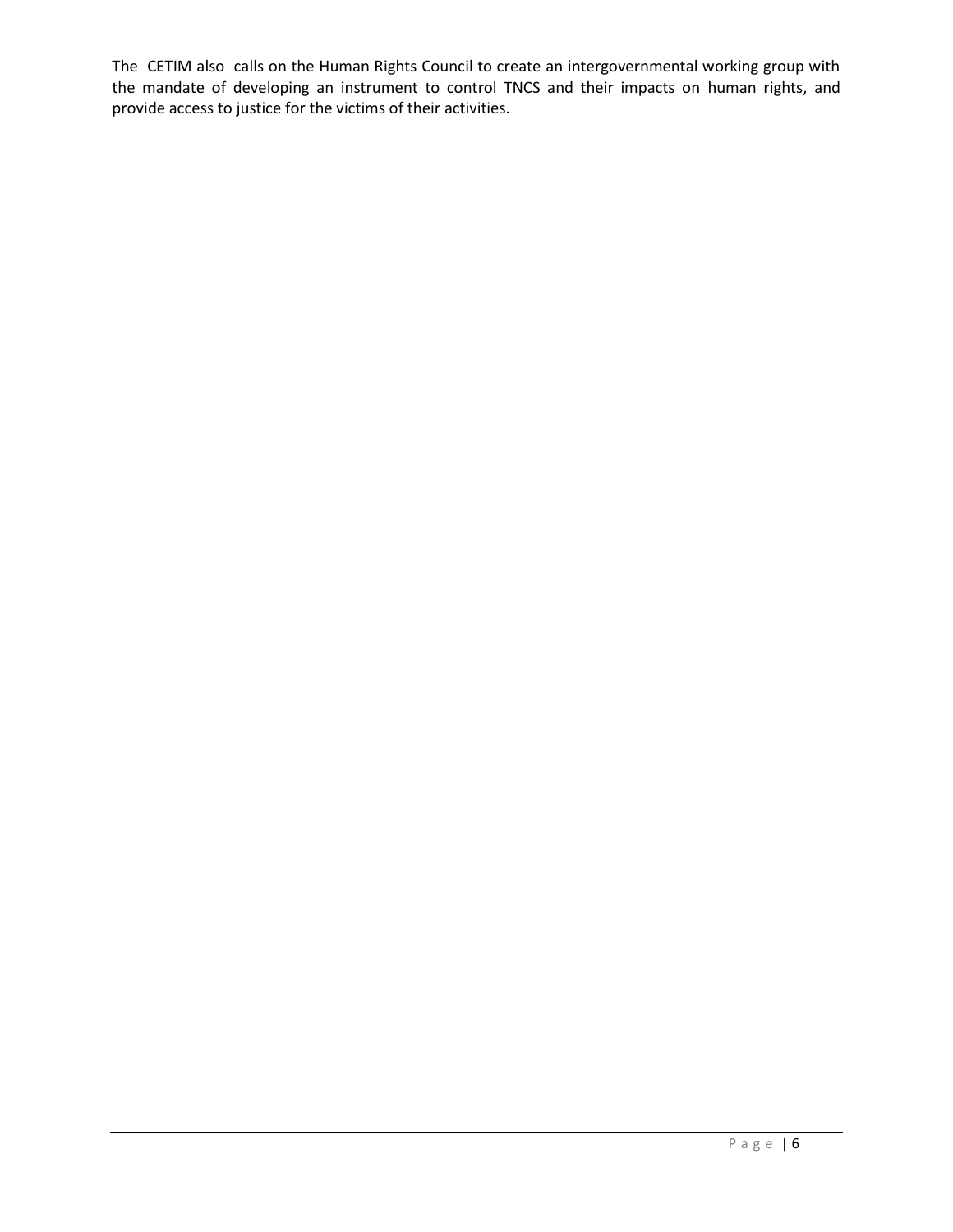The CETIM also calls on the Human Rights Council to create an intergovernmental working group with the mandate of developing an instrument to control TNCS and their impacts on human rights, and provide access to justice for the victims of their activities.